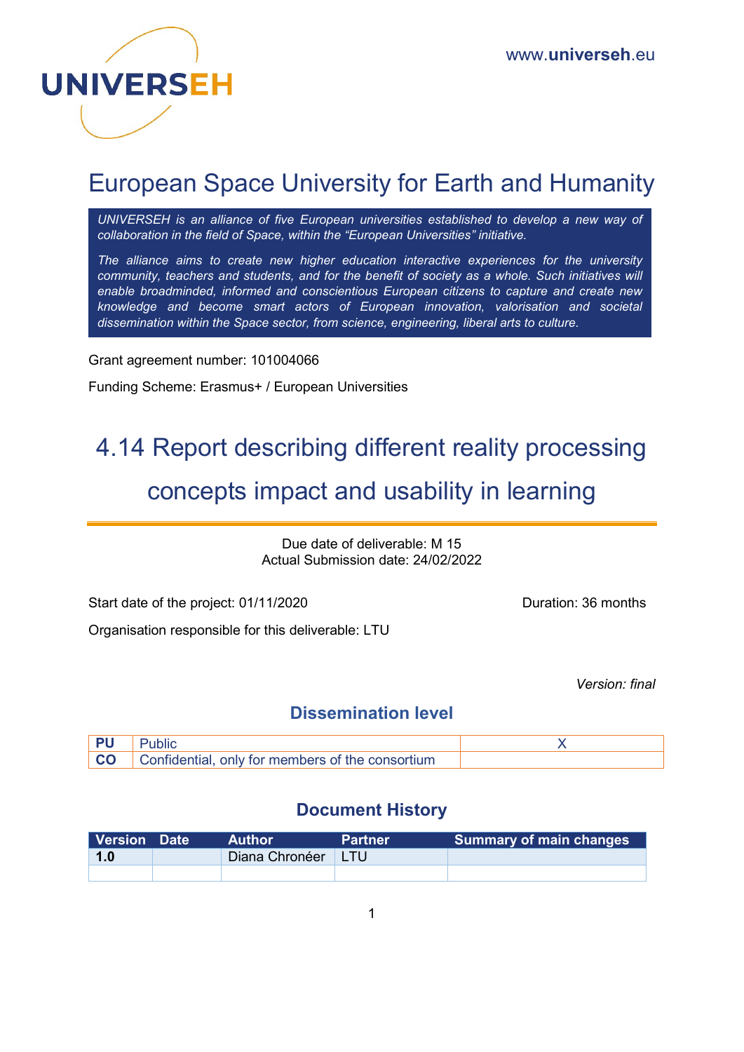UNIVERSEH

www.**universeh**.eu

# European Space University for Earth and Humanity

*UNIVERSEH is an alliance of five European universities established to develop a new way of collaboration in the field of Space, within the "European Universities" initiative.*

*The alliance aims to create new higher education interactive experiences for the university community, teachers and students, and for the benefit of society as a whole. Such initiatives will enable broadminded, informed and conscientious European citizens to capture and create new knowledge and become smart actors of European innovation, valorisation and societal dissemination within the Space sector, from science, engineering, liberal arts to culture.*

Grant agreement number: 101004066

Funding Scheme: Erasmus+ / European Universities

# 4.14 Report describing different reality processing concepts impact and usability in learning

Due date of deliverable: M 15
Actual Submission date: 24/02/2022

Start date of the project: 01/11/2020

Duration: 36 months

Organisation responsible for this deliverable: LTU

*Version: final*

## Dissemination level

| | | |
|---|---|---|
| **PU** | Public | X |
| **CO** | Confidential, only for members of the consortium | |

## Document History

| Version | Date | Author | Partner | Summary of main changes |
|---|---|---|---|---|
| **1.0** | | Diana Chronéer | LTU | |
| | | | | |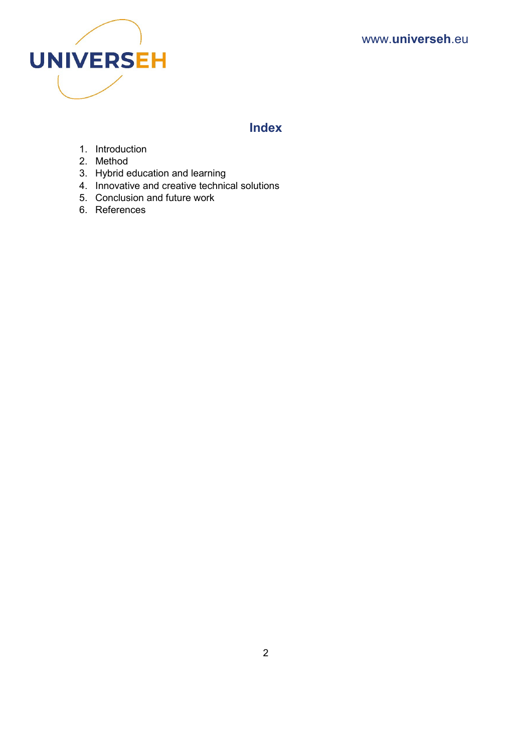## Index

1. Introduction
2. Method
3. Hybrid education and learning
4. Innovative and creative technical solutions
5. Conclusion and future work
6. References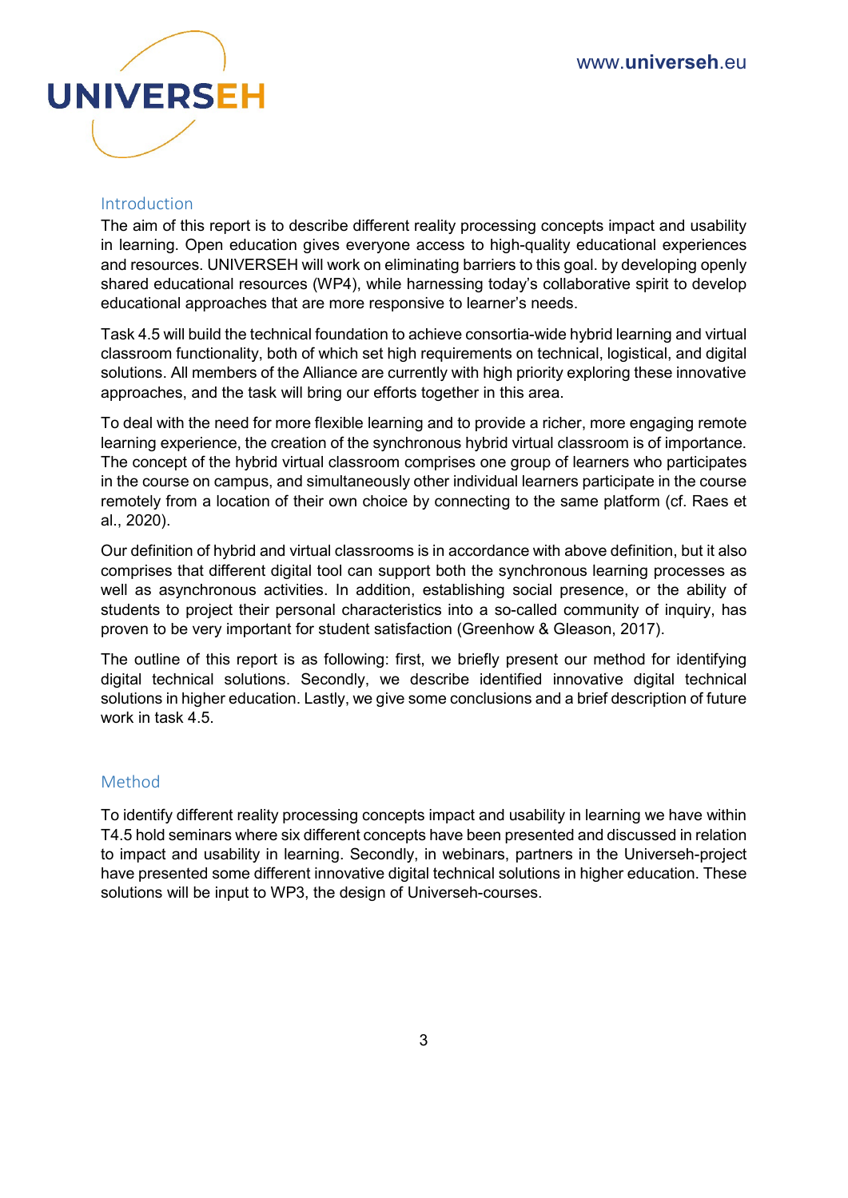## Introduction

The aim of this report is to describe different reality processing concepts impact and usability in learning. Open education gives everyone access to high-quality educational experiences and resources. UNIVERSEH will work on eliminating barriers to this goal. by developing openly shared educational resources (WP4), while harnessing today's collaborative spirit to develop educational approaches that are more responsive to learner's needs.

Task 4.5 will build the technical foundation to achieve consortia-wide hybrid learning and virtual classroom functionality, both of which set high requirements on technical, logistical, and digital solutions. All members of the Alliance are currently with high priority exploring these innovative approaches, and the task will bring our efforts together in this area.

To deal with the need for more flexible learning and to provide a richer, more engaging remote learning experience, the creation of the synchronous hybrid virtual classroom is of importance. The concept of the hybrid virtual classroom comprises one group of learners who participates in the course on campus, and simultaneously other individual learners participate in the course remotely from a location of their own choice by connecting to the same platform (cf. Raes et al., 2020).

Our definition of hybrid and virtual classrooms is in accordance with above definition, but it also comprises that different digital tool can support both the synchronous learning processes as well as asynchronous activities. In addition, establishing social presence, or the ability of students to project their personal characteristics into a so-called community of inquiry, has proven to be very important for student satisfaction (Greenhow & Gleason, 2017).

The outline of this report is as following: first, we briefly present our method for identifying digital technical solutions. Secondly, we describe identified innovative digital technical solutions in higher education. Lastly, we give some conclusions and a brief description of future work in task 4.5.

## Method

To identify different reality processing concepts impact and usability in learning we have within T4.5 hold seminars where six different concepts have been presented and discussed in relation to impact and usability in learning. Secondly, in webinars, partners in the Universeh-project have presented some different innovative digital technical solutions in higher education. These solutions will be input to WP3, the design of Universeh-courses.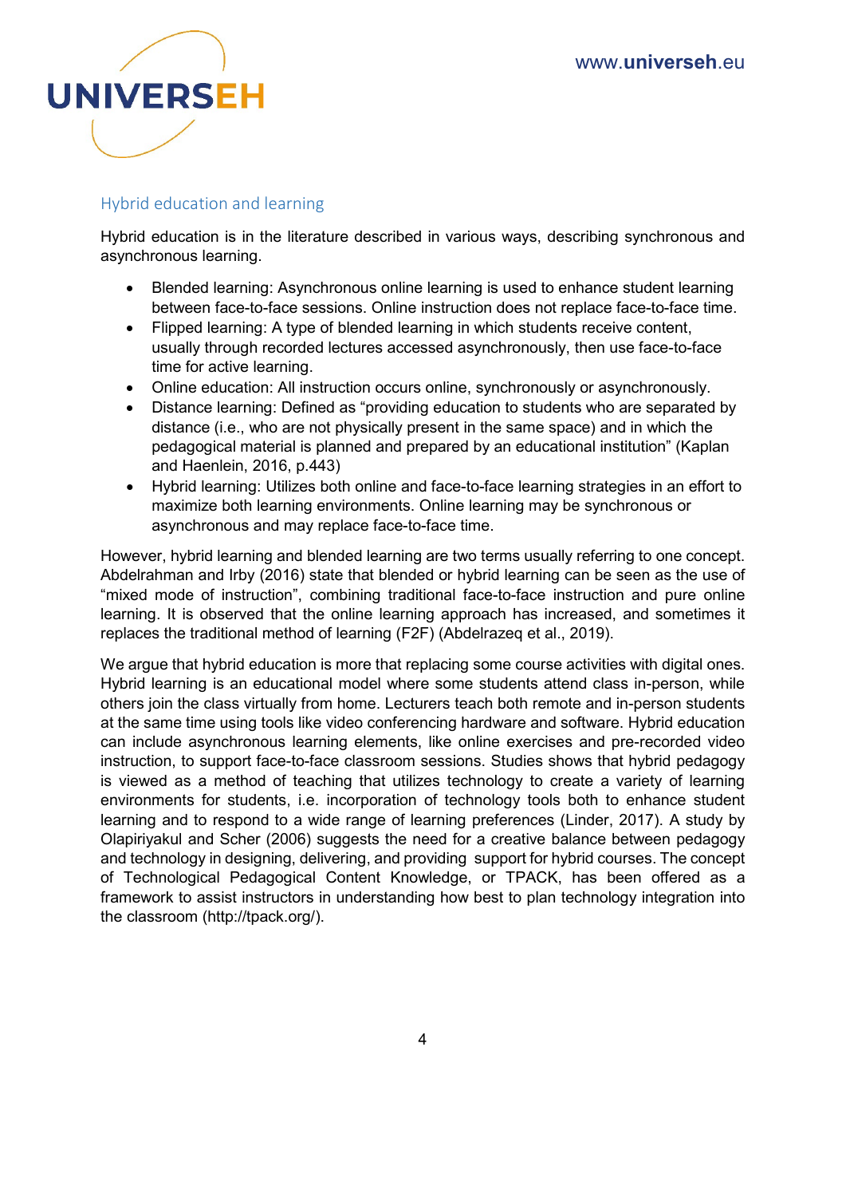## Hybrid education and learning

Hybrid education is in the literature described in various ways, describing synchronous and asynchronous learning.

- Blended learning: Asynchronous online learning is used to enhance student learning between face-to-face sessions. Online instruction does not replace face-to-face time.
- Flipped learning: A type of blended learning in which students receive content, usually through recorded lectures accessed asynchronously, then use face-to-face time for active learning.
- Online education: All instruction occurs online, synchronously or asynchronously.
- Distance learning: Defined as "providing education to students who are separated by distance (i.e., who are not physically present in the same space) and in which the pedagogical material is planned and prepared by an educational institution" (Kaplan and Haenlein, 2016, p.443)
- Hybrid learning: Utilizes both online and face-to-face learning strategies in an effort to maximize both learning environments. Online learning may be synchronous or asynchronous and may replace face-to-face time.

However, hybrid learning and blended learning are two terms usually referring to one concept. Abdelrahman and Irby (2016) state that blended or hybrid learning can be seen as the use of "mixed mode of instruction", combining traditional face-to-face instruction and pure online learning. It is observed that the online learning approach has increased, and sometimes it replaces the traditional method of learning (F2F) (Abdelrazeq et al., 2019).

We argue that hybrid education is more that replacing some course activities with digital ones. Hybrid learning is an educational model where some students attend class in-person, while others join the class virtually from home. Lecturers teach both remote and in-person students at the same time using tools like video conferencing hardware and software. Hybrid education can include asynchronous learning elements, like online exercises and pre-recorded video instruction, to support face-to-face classroom sessions. Studies shows that hybrid pedagogy is viewed as a method of teaching that utilizes technology to create a variety of learning environments for students, i.e. incorporation of technology tools both to enhance student learning and to respond to a wide range of learning preferences (Linder, 2017). A study by Olapiriyakul and Scher (2006) suggests the need for a creative balance between pedagogy and technology in designing, delivering, and providing support for hybrid courses. The concept of Technological Pedagogical Content Knowledge, or TPACK, has been offered as a framework to assist instructors in understanding how best to plan technology integration into the classroom (http://tpack.org/).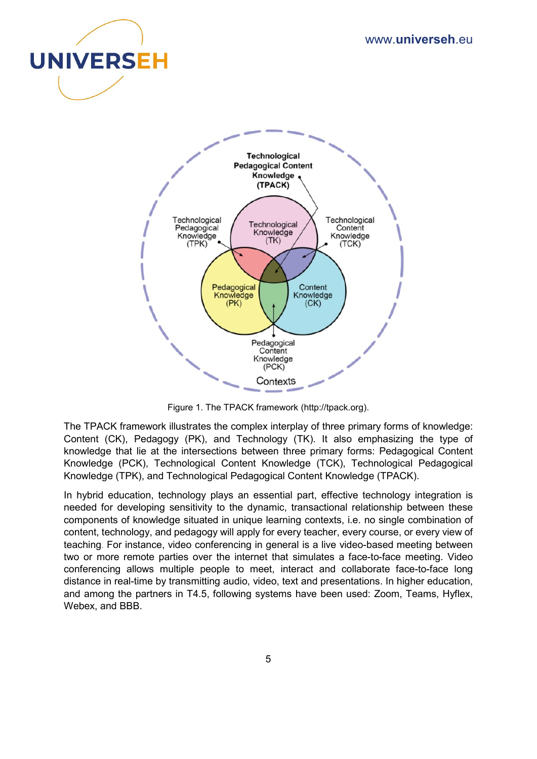Figure 1. The TPACK framework (http://tpack.org).

The TPACK framework illustrates the complex interplay of three primary forms of knowledge: Content (CK), Pedagogy (PK), and Technology (TK). It also emphasizing the type of knowledge that lie at the intersections between three primary forms: Pedagogical Content Knowledge (PCK), Technological Content Knowledge (TCK), Technological Pedagogical Knowledge (TPK), and Technological Pedagogical Content Knowledge (TPACK).

In hybrid education, technology plays an essential part, effective technology integration is needed for developing sensitivity to the dynamic, transactional relationship between these components of knowledge situated in unique learning contexts, i.e. no single combination of content, technology, and pedagogy will apply for every teacher, every course, or every view of teaching. For instance, video conferencing in general is a live video-based meeting between two or more remote parties over the internet that simulates a face-to-face meeting. Video conferencing allows multiple people to meet, interact and collaborate face-to-face long distance in real-time by transmitting audio, video, text and presentations. In higher education, and among the partners in T4.5, following systems have been used: Zoom, Teams, Hyflex, Webex, and BBB.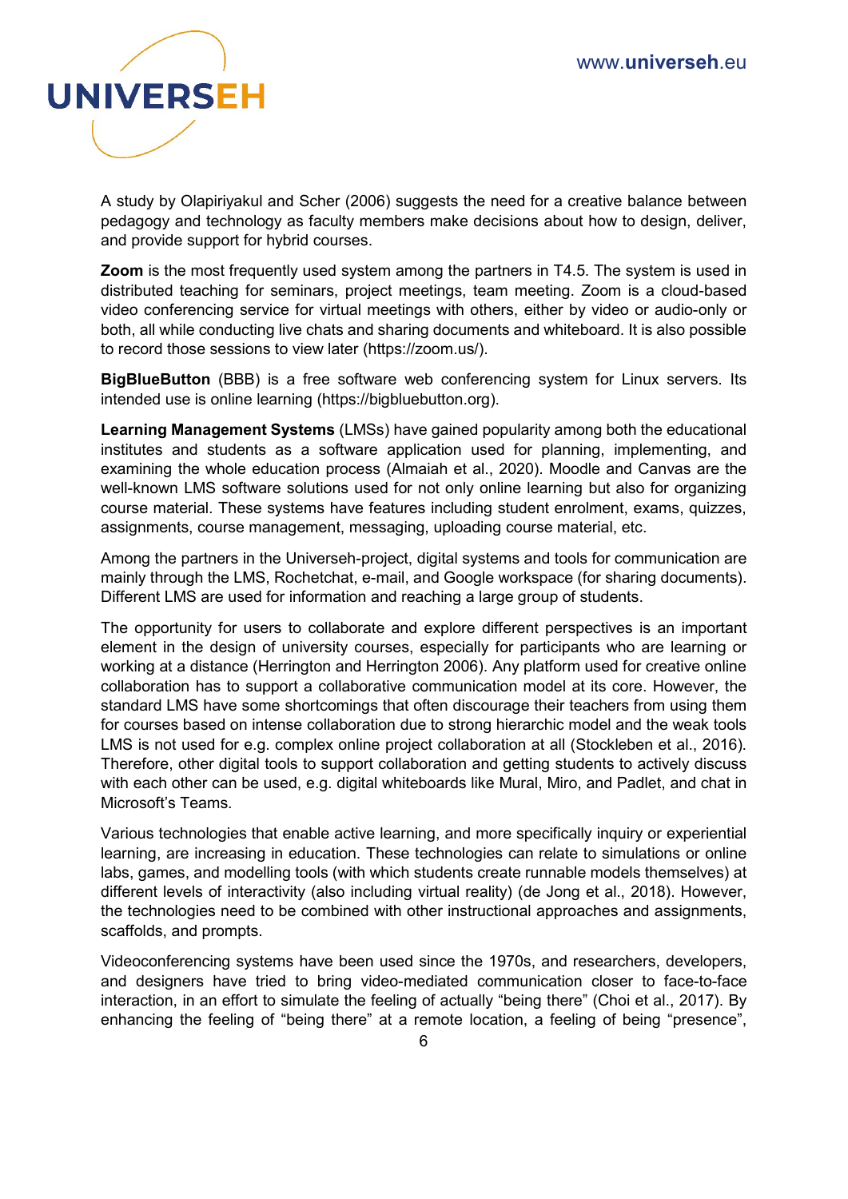A study by Olapiriyakul and Scher (2006) suggests the need for a creative balance between pedagogy and technology as faculty members make decisions about how to design, deliver, and provide support for hybrid courses.

**Zoom** is the most frequently used system among the partners in T4.5. The system is used in distributed teaching for seminars, project meetings, team meeting. Zoom is a cloud-based video conferencing service for virtual meetings with others, either by video or audio-only or both, all while conducting live chats and sharing documents and whiteboard. It is also possible to record those sessions to view later (https://zoom.us/).

**BigBlueButton** (BBB) is a free software web conferencing system for Linux servers. Its intended use is online learning (https://bigbluebutton.org).

**Learning Management Systems** (LMSs) have gained popularity among both the educational institutes and students as a software application used for planning, implementing, and examining the whole education process (Almaiah et al., 2020). Moodle and Canvas are the well-known LMS software solutions used for not only online learning but also for organizing course material. These systems have features including student enrolment, exams, quizzes, assignments, course management, messaging, uploading course material, etc.

Among the partners in the Universeh-project, digital systems and tools for communication are mainly through the LMS, Rochetchat, e-mail, and Google workspace (for sharing documents). Different LMS are used for information and reaching a large group of students.

The opportunity for users to collaborate and explore different perspectives is an important element in the design of university courses, especially for participants who are learning or working at a distance (Herrington and Herrington 2006). Any platform used for creative online collaboration has to support a collaborative communication model at its core. However, the standard LMS have some shortcomings that often discourage their teachers from using them for courses based on intense collaboration due to strong hierarchic model and the weak tools LMS is not used for e.g. complex online project collaboration at all (Stockleben et al., 2016). Therefore, other digital tools to support collaboration and getting students to actively discuss with each other can be used, e.g. digital whiteboards like Mural, Miro, and Padlet, and chat in Microsoft's Teams.

Various technologies that enable active learning, and more specifically inquiry or experiential learning, are increasing in education. These technologies can relate to simulations or online labs, games, and modelling tools (with which students create runnable models themselves) at different levels of interactivity (also including virtual reality) (de Jong et al., 2018). However, the technologies need to be combined with other instructional approaches and assignments, scaffolds, and prompts.

Videoconferencing systems have been used since the 1970s, and researchers, developers, and designers have tried to bring video-mediated communication closer to face-to-face interaction, in an effort to simulate the feeling of actually "being there" (Choi et al., 2017). By enhancing the feeling of "being there" at a remote location, a feeling of being "presence",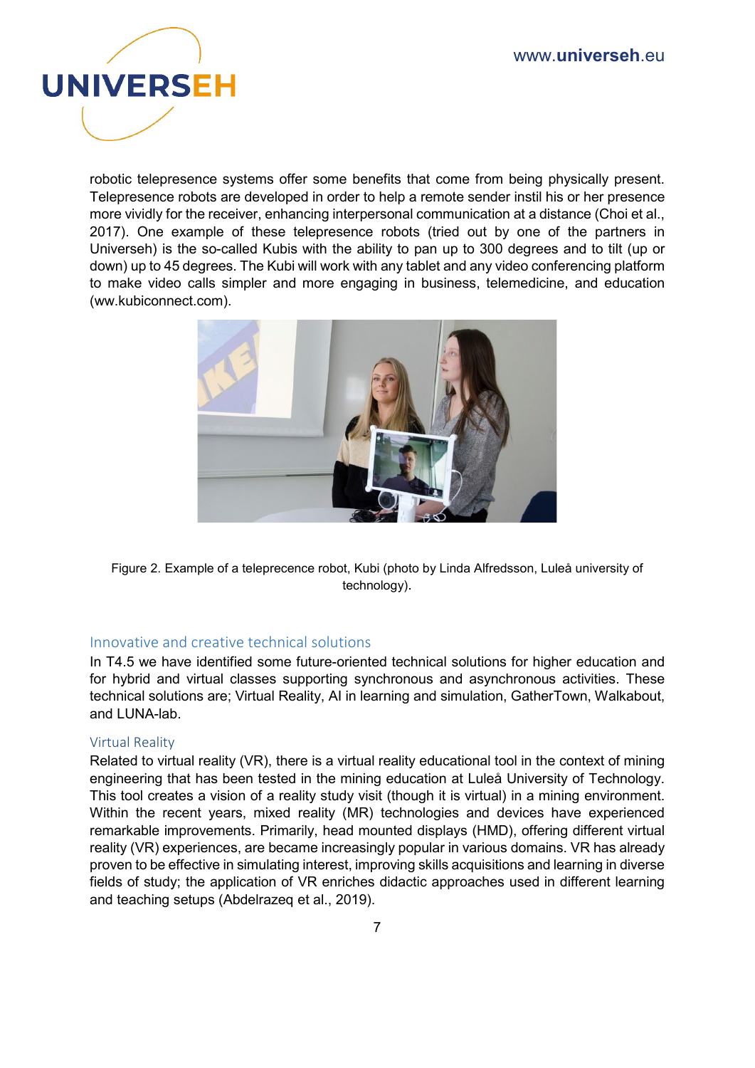robotic telepresence systems offer some benefits that come from being physically present. Telepresence robots are developed in order to help a remote sender instil his or her presence more vividly for the receiver, enhancing interpersonal communication at a distance (Choi et al., 2017). One example of these telepresence robots (tried out by one of the partners in Universeh) is the so-called Kubis with the ability to pan up to 300 degrees and to tilt (up or down) up to 45 degrees. The Kubi will work with any tablet and any video conferencing platform to make video calls simpler and more engaging in business, telemedicine, and education (ww.kubiconnect.com).

Figure 2. Example of a teleprecence robot, Kubi (photo by Linda Alfredsson, Luleå university of technology).

## Innovative and creative technical solutions

In T4.5 we have identified some future-oriented technical solutions for higher education and for hybrid and virtual classes supporting synchronous and asynchronous activities. These technical solutions are; Virtual Reality, AI in learning and simulation, GatherTown, Walkabout, and LUNA-lab.

### Virtual Reality

Related to virtual reality (VR), there is a virtual reality educational tool in the context of mining engineering that has been tested in the mining education at Luleå University of Technology. This tool creates a vision of a reality study visit (though it is virtual) in a mining environment. Within the recent years, mixed reality (MR) technologies and devices have experienced remarkable improvements. Primarily, head mounted displays (HMD), offering different virtual reality (VR) experiences, are became increasingly popular in various domains. VR has already proven to be effective in simulating interest, improving skills acquisitions and learning in diverse fields of study; the application of VR enriches didactic approaches used in different learning and teaching setups (Abdelrazeq et al., 2019).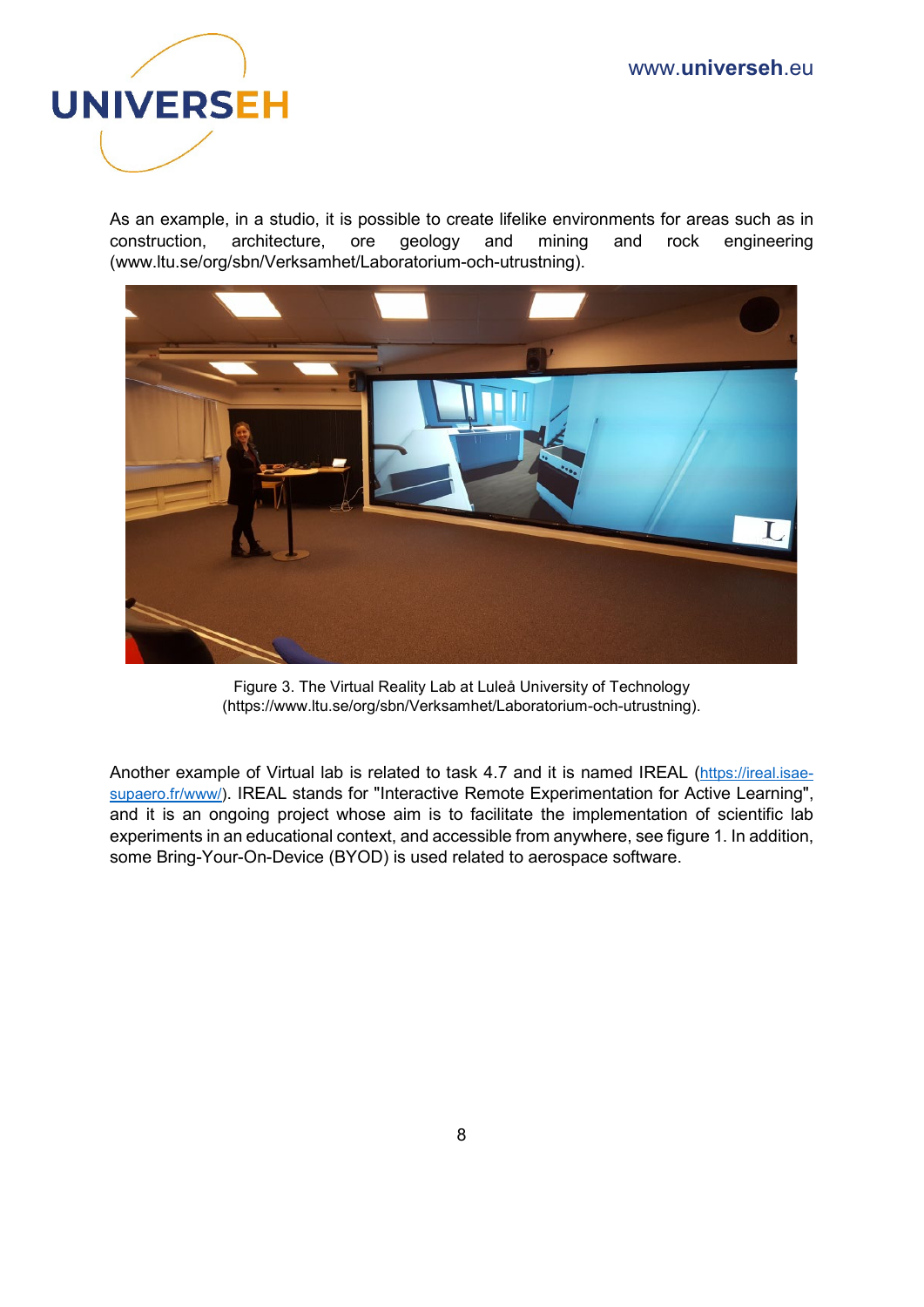As an example, in a studio, it is possible to create lifelike environments for areas such as in construction, architecture, ore geology and mining and rock engineering (www.ltu.se/org/sbn/Verksamhet/Laboratorium-och-utrustning).

Figure 3. The Virtual Reality Lab at Luleå University of Technology (https://www.ltu.se/org/sbn/Verksamhet/Laboratorium-och-utrustning).

Another example of Virtual lab is related to task 4.7 and it is named IREAL (https://ireal.isae-supaero.fr/www/). IREAL stands for "Interactive Remote Experimentation for Active Learning", and it is an ongoing project whose aim is to facilitate the implementation of scientific lab experiments in an educational context, and accessible from anywhere, see figure 1. In addition, some Bring-Your-On-Device (BYOD) is used related to aerospace software.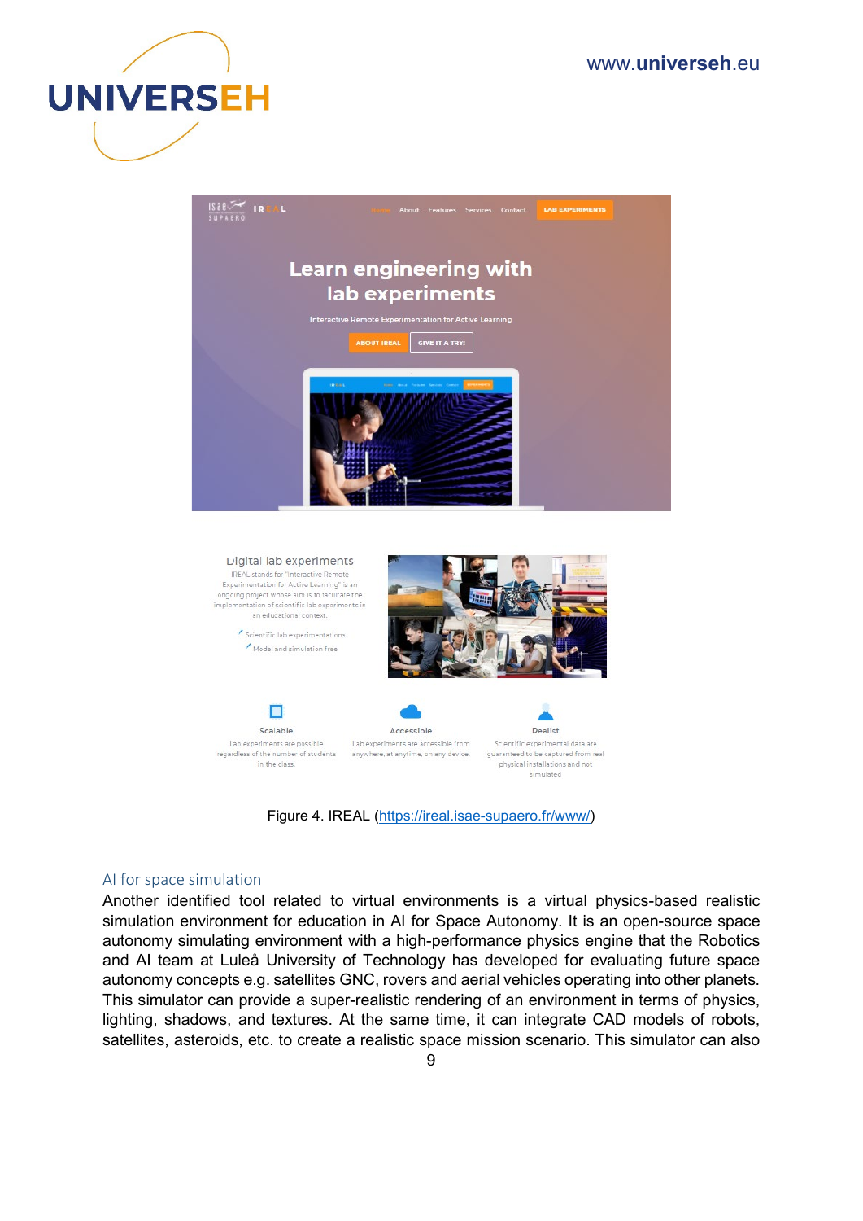Figure 4. IREAL (https://ireal.isae-supaero.fr/www/)

## AI for space simulation

Another identified tool related to virtual environments is a virtual physics-based realistic simulation environment for education in AI for Space Autonomy. It is an open-source space autonomy simulating environment with a high-performance physics engine that the Robotics and AI team at Luleå University of Technology has developed for evaluating future space autonomy concepts e.g. satellites GNC, rovers and aerial vehicles operating into other planets. This simulator can provide a super-realistic rendering of an environment in terms of physics, lighting, shadows, and textures. At the same time, it can integrate CAD models of robots, satellites, asteroids, etc. to create a realistic space mission scenario. This simulator can also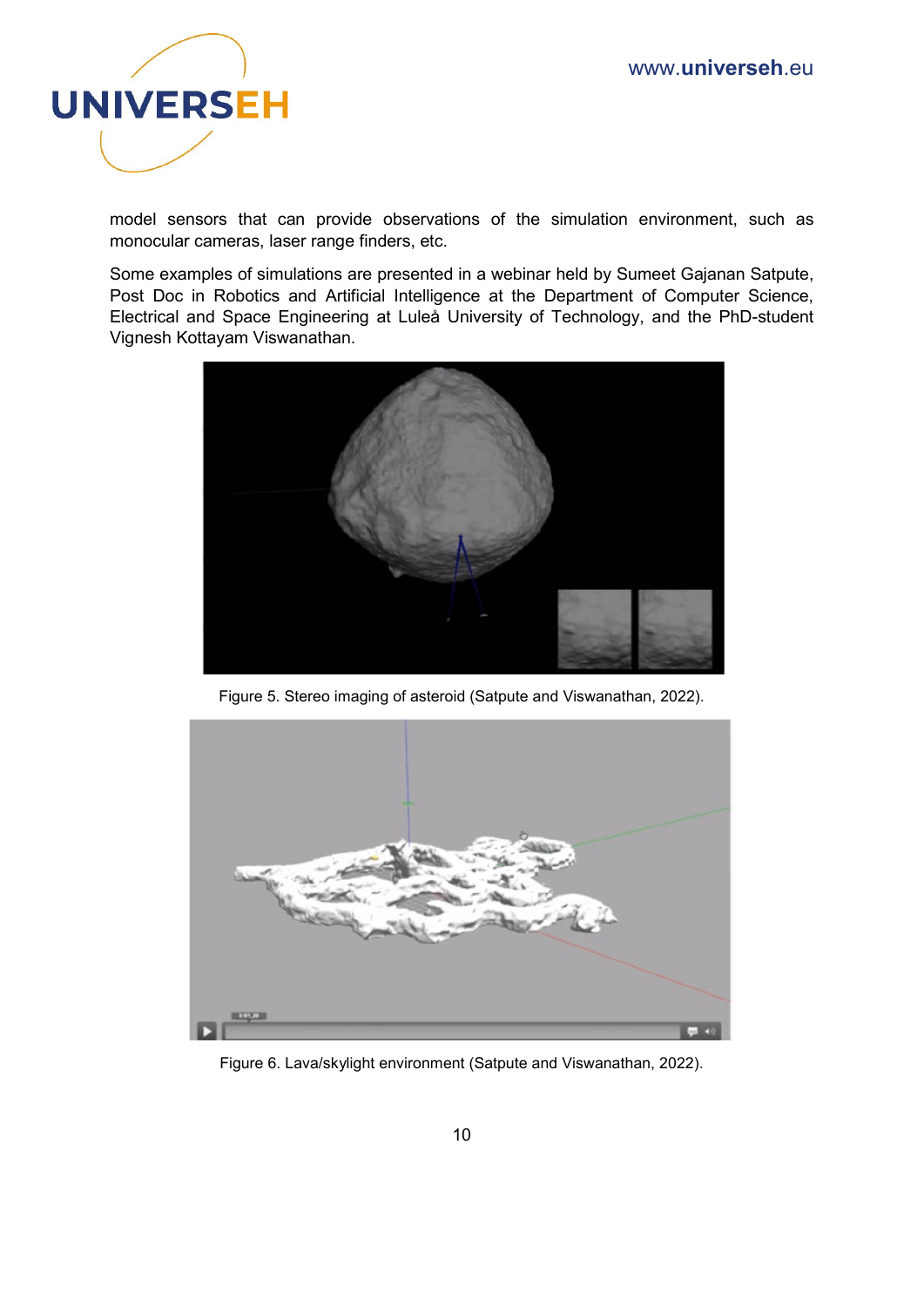model sensors that can provide observations of the simulation environment, such as monocular cameras, laser range finders, etc.

Some examples of simulations are presented in a webinar held by Sumeet Gajanan Satpute, Post Doc in Robotics and Artificial Intelligence at the Department of Computer Science, Electrical and Space Engineering at Luleå University of Technology, and the PhD-student Vignesh Kottayam Viswanathan.

Figure 5. Stereo imaging of asteroid (Satpute and Viswanathan, 2022).

Figure 6. Lava/skylight environment (Satpute and Viswanathan, 2022).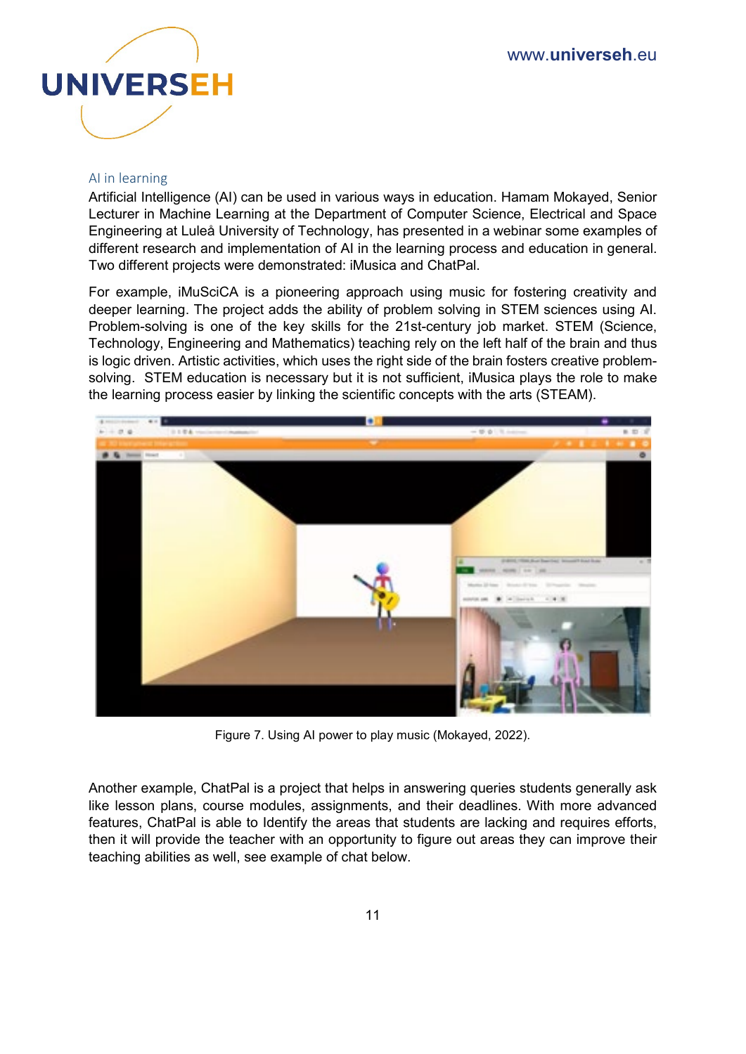## AI in learning

Artificial Intelligence (AI) can be used in various ways in education. Hamam Mokayed, Senior Lecturer in Machine Learning at the Department of Computer Science, Electrical and Space Engineering at Luleå University of Technology, has presented in a webinar some examples of different research and implementation of AI in the learning process and education in general. Two different projects were demonstrated: iMusica and ChatPal.

For example, iMuSciCA is a pioneering approach using music for fostering creativity and deeper learning. The project adds the ability of problem solving in STEM sciences using AI. Problem-solving is one of the key skills for the 21st-century job market. STEM (Science, Technology, Engineering and Mathematics) teaching rely on the left half of the brain and thus is logic driven. Artistic activities, which uses the right side of the brain fosters creative problem-solving. STEM education is necessary but it is not sufficient, iMusica plays the role to make the learning process easier by linking the scientific concepts with the arts (STEAM).

Figure 7. Using AI power to play music (Mokayed, 2022).

Another example, ChatPal is a project that helps in answering queries students generally ask like lesson plans, course modules, assignments, and their deadlines. With more advanced features, ChatPal is able to Identify the areas that students are lacking and requires efforts, then it will provide the teacher with an opportunity to figure out areas they can improve their teaching abilities as well, see example of chat below.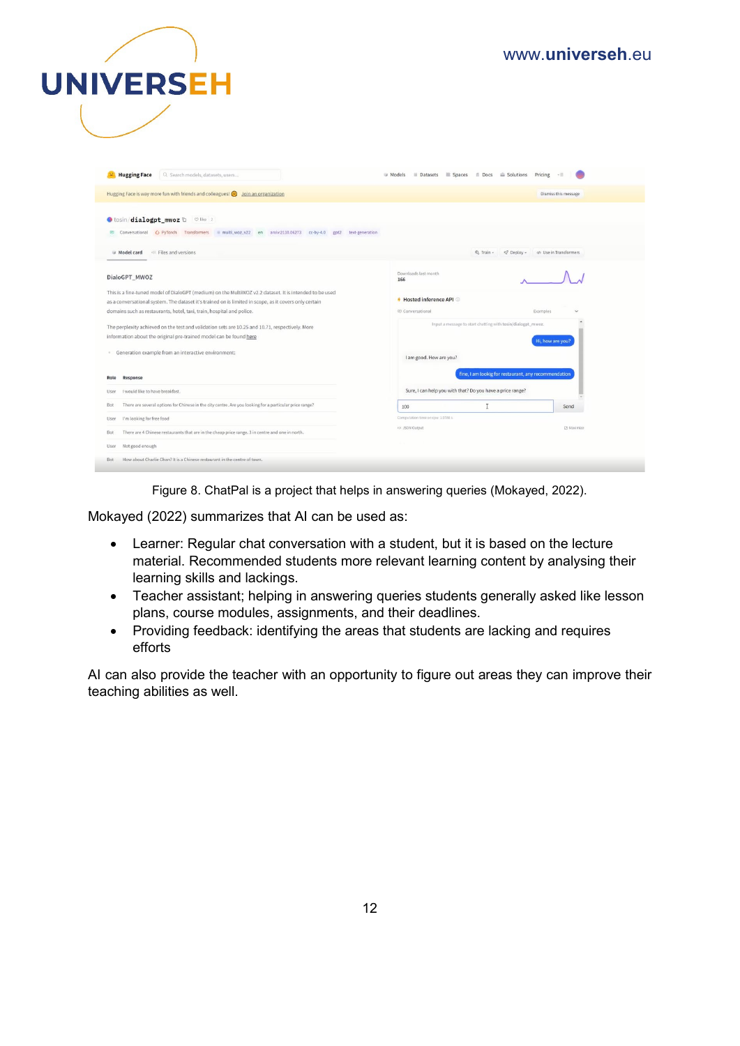Figure 8. ChatPal is a project that helps in answering queries (Mokayed, 2022).

Mokayed (2022) summarizes that AI can be used as:

- Learner: Regular chat conversation with a student, but it is based on the lecture material. Recommended students more relevant learning content by analysing their learning skills and lackings.
- Teacher assistant; helping in answering queries students generally asked like lesson plans, course modules, assignments, and their deadlines.
- Providing feedback: identifying the areas that students are lacking and requires efforts

AI can also provide the teacher with an opportunity to figure out areas they can improve their teaching abilities as well.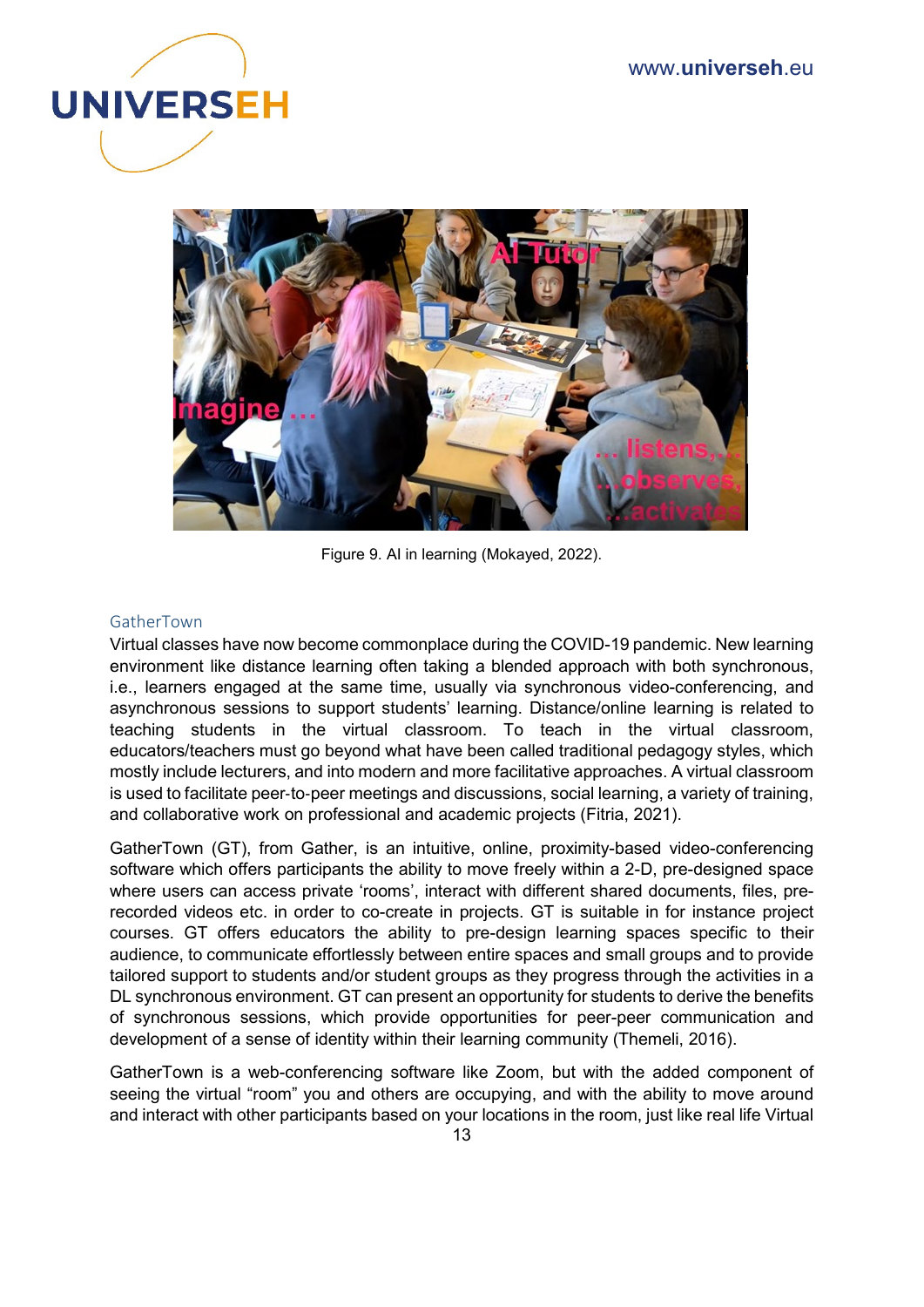Figure 9. AI in learning (Mokayed, 2022).

### GatherTown

Virtual classes have now become commonplace during the COVID-19 pandemic. New learning environment like distance learning often taking a blended approach with both synchronous, i.e., learners engaged at the same time, usually via synchronous video-conferencing, and asynchronous sessions to support students' learning. Distance/online learning is related to teaching students in the virtual classroom. To teach in the virtual classroom, educators/teachers must go beyond what have been called traditional pedagogy styles, which mostly include lecturers, and into modern and more facilitative approaches. A virtual classroom is used to facilitate peer-to-peer meetings and discussions, social learning, a variety of training, and collaborative work on professional and academic projects (Fitria, 2021).

GatherTown (GT), from Gather, is an intuitive, online, proximity-based video-conferencing software which offers participants the ability to move freely within a 2-D, pre-designed space where users can access private 'rooms', interact with different shared documents, files, pre-recorded videos etc. in order to co-create in projects. GT is suitable in for instance project courses. GT offers educators the ability to pre-design learning spaces specific to their audience, to communicate effortlessly between entire spaces and small groups and to provide tailored support to students and/or student groups as they progress through the activities in a DL synchronous environment. GT can present an opportunity for students to derive the benefits of synchronous sessions, which provide opportunities for peer-peer communication and development of a sense of identity within their learning community (Themeli, 2016).

GatherTown is a web-conferencing software like Zoom, but with the added component of seeing the virtual "room" you and others are occupying, and with the ability to move around and interact with other participants based on your locations in the room, just like real life Virtual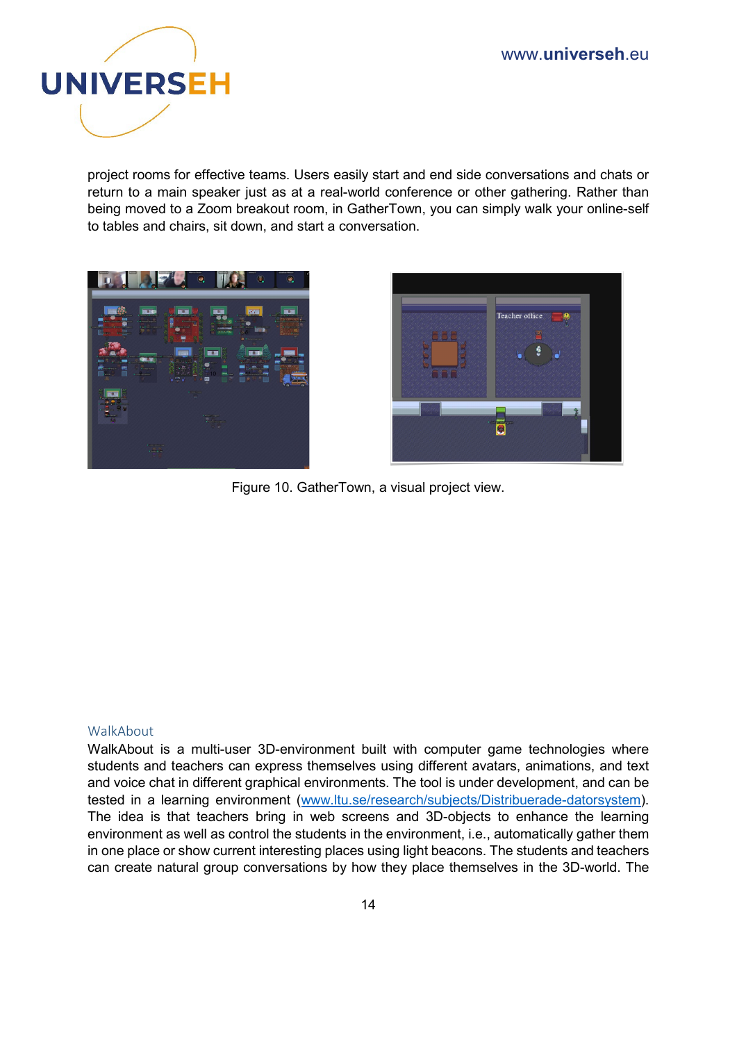project rooms for effective teams. Users easily start and end side conversations and chats or return to a main speaker just as at a real-world conference or other gathering. Rather than being moved to a Zoom breakout room, in GatherTown, you can simply walk your online-self to tables and chairs, sit down, and start a conversation.

Figure 10. GatherTown, a visual project view.

### WalkAbout

WalkAbout is a multi-user 3D-environment built with computer game technologies where students and teachers can express themselves using different avatars, animations, and text and voice chat in different graphical environments. The tool is under development, and can be tested in a learning environment ([www.ltu.se/research/subjects/Distribuerade-datorsystem](www.ltu.se/research/subjects/Distribuerade-datorsystem)). The idea is that teachers bring in web screens and 3D-objects to enhance the learning environment as well as control the students in the environment, i.e., automatically gather them in one place or show current interesting places using light beacons. The students and teachers can create natural group conversations by how they place themselves in the 3D-world. The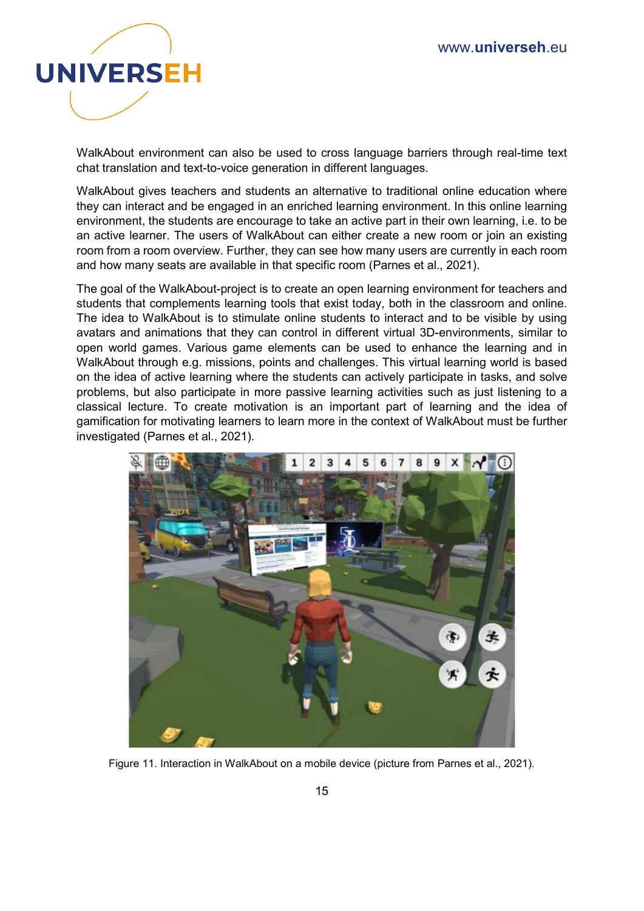WalkAbout environment can also be used to cross language barriers through real-time text chat translation and text-to-voice generation in different languages.

WalkAbout gives teachers and students an alternative to traditional online education where they can interact and be engaged in an enriched learning environment. In this online learning environment, the students are encourage to take an active part in their own learning, i.e. to be an active learner. The users of WalkAbout can either create a new room or join an existing room from a room overview. Further, they can see how many users are currently in each room and how many seats are available in that specific room (Parnes et al., 2021).

The goal of the WalkAbout-project is to create an open learning environment for teachers and students that complements learning tools that exist today, both in the classroom and online. The idea to WalkAbout is to stimulate online students to interact and to be visible by using avatars and animations that they can control in different virtual 3D-environments, similar to open world games. Various game elements can be used to enhance the learning and in WalkAbout through e.g. missions, points and challenges. This virtual learning world is based on the idea of active learning where the students can actively participate in tasks, and solve problems, but also participate in more passive learning activities such as just listening to a classical lecture. To create motivation is an important part of learning and the idea of gamification for motivating learners to learn more in the context of WalkAbout must be further investigated (Parnes et al., 2021).

Figure 11. Interaction in WalkAbout on a mobile device (picture from Parnes et al., 2021).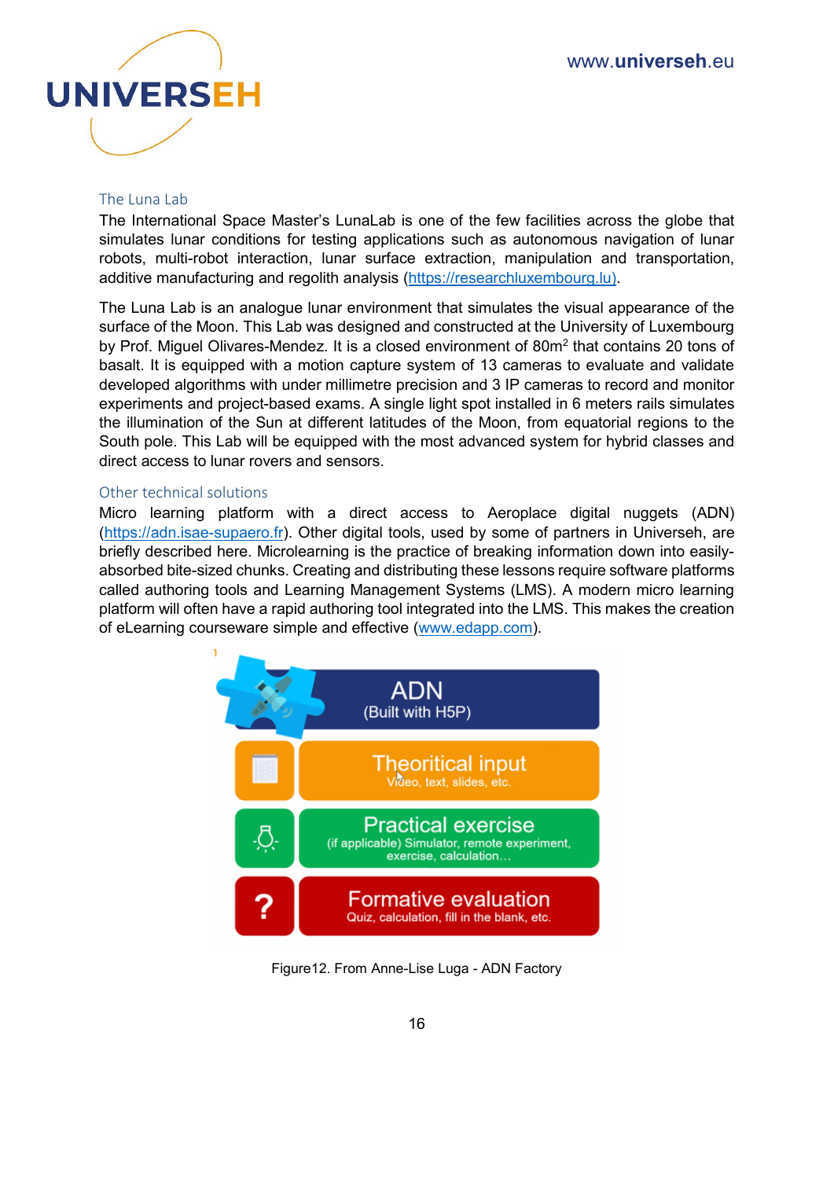## The Luna Lab

The International Space Master's LunaLab is one of the few facilities across the globe that simulates lunar conditions for testing applications such as autonomous navigation of lunar robots, multi-robot interaction, lunar surface extraction, manipulation and transportation, additive manufacturing and regolith analysis (https://researchluxembourg.lu).

The Luna Lab is an analogue lunar environment that simulates the visual appearance of the surface of the Moon. This Lab was designed and constructed at the University of Luxembourg by Prof. Miguel Olivares-Mendez. It is a closed environment of $80m^2$ that contains 20 tons of basalt. It is equipped with a motion capture system of 13 cameras to evaluate and validate developed algorithms with under millimetre precision and 3 IP cameras to record and monitor experiments and project-based exams. A single light spot installed in 6 meters rails simulates the illumination of the Sun at different latitudes of the Moon, from equatorial regions to the South pole. This Lab will be equipped with the most advanced system for hybrid classes and direct access to lunar rovers and sensors.

## Other technical solutions

Micro learning platform with a direct access to Aeroplace digital nuggets (ADN) (https://adn.isae-supaero.fr). Other digital tools, used by some of partners in Universeh, are briefly described here. Microlearning is the practice of breaking information down into easily-absorbed bite-sized chunks. Creating and distributing these lessons require software platforms called authoring tools and Learning Management Systems (LMS). A modern micro learning platform will often have a rapid authoring tool integrated into the LMS. This makes the creation of eLearning courseware simple and effective (www.edapp.com).

ADN
(Built with H5P)

Theoritical input
Video, text, slides, etc.

Practical exercise
(if applicable) Simulator, remote experiment, exercise, calculation…

Formative evaluation
Quiz, calculation, fill in the blank, etc.

Figure12. From Anne-Lise Luga - ADN Factory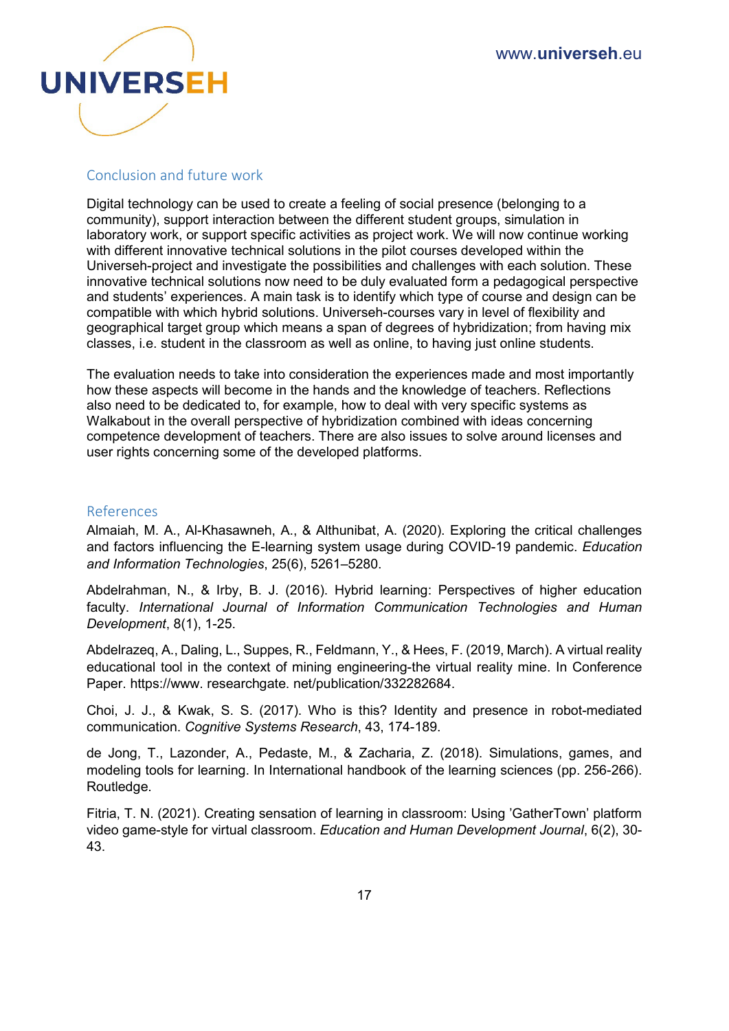## Conclusion and future work

Digital technology can be used to create a feeling of social presence (belonging to a community), support interaction between the different student groups, simulation in laboratory work, or support specific activities as project work. We will now continue working with different innovative technical solutions in the pilot courses developed within the Universeh-project and investigate the possibilities and challenges with each solution. These innovative technical solutions now need to be duly evaluated form a pedagogical perspective and students' experiences. A main task is to identify which type of course and design can be compatible with which hybrid solutions. Universeh-courses vary in level of flexibility and geographical target group which means a span of degrees of hybridization; from having mix classes, i.e. student in the classroom as well as online, to having just online students.

The evaluation needs to take into consideration the experiences made and most importantly how these aspects will become in the hands and the knowledge of teachers. Reflections also need to be dedicated to, for example, how to deal with very specific systems as Walkabout in the overall perspective of hybridization combined with ideas concerning competence development of teachers. There are also issues to solve around licenses and user rights concerning some of the developed platforms.

## References

Almaiah, M. A., Al-Khasawneh, A., & Althunibat, A. (2020). Exploring the critical challenges and factors influencing the E-learning system usage during COVID-19 pandemic. *Education and Information Technologies*, 25(6), 5261–5280.

Abdelrahman, N., & Irby, B. J. (2016). Hybrid learning: Perspectives of higher education faculty. *International Journal of Information Communication Technologies and Human Development*, 8(1), 1-25.

Abdelrazeq, A., Daling, L., Suppes, R., Feldmann, Y., & Hees, F. (2019, March). A virtual reality educational tool in the context of mining engineering-the virtual reality mine. In Conference Paper. https://www. researchgate. net/publication/332282684.

Choi, J. J., & Kwak, S. S. (2017). Who is this? Identity and presence in robot-mediated communication. *Cognitive Systems Research*, 43, 174-189.

de Jong, T., Lazonder, A., Pedaste, M., & Zacharia, Z. (2018). Simulations, games, and modeling tools for learning. In International handbook of the learning sciences (pp. 256-266). Routledge.

Fitria, T. N. (2021). Creating sensation of learning in classroom: Using 'GatherTown' platform video game-style for virtual classroom. *Education and Human Development Journal*, 6(2), 30-43.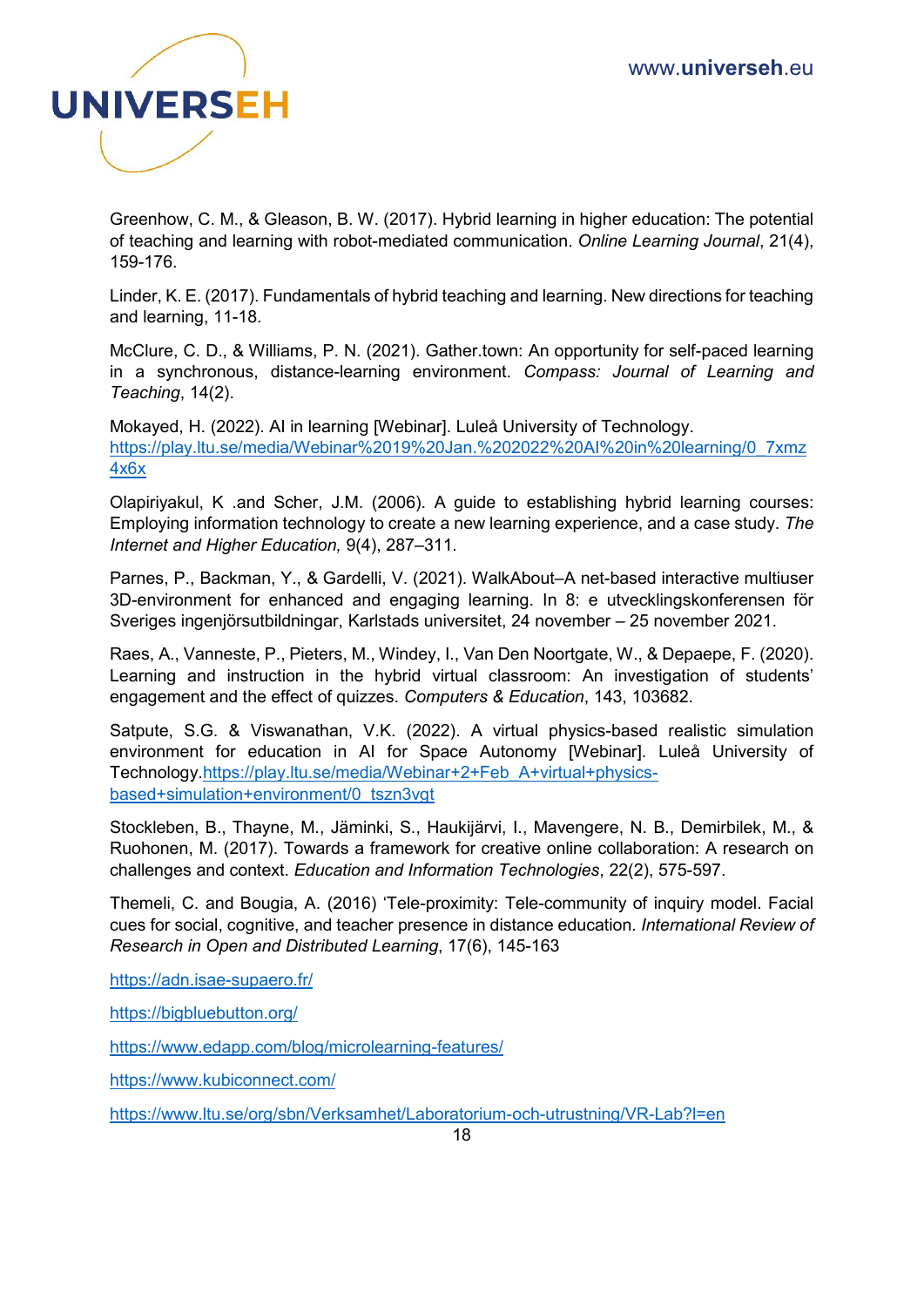Greenhow, C. M., & Gleason, B. W. (2017). Hybrid learning in higher education: The potential of teaching and learning with robot-mediated communication. *Online Learning Journal*, 21(4), 159-176.

Linder, K. E. (2017). Fundamentals of hybrid teaching and learning. New directions for teaching and learning, 11-18.

McClure, C. D., & Williams, P. N. (2021). Gather.town: An opportunity for self-paced learning in a synchronous, distance-learning environment. *Compass: Journal of Learning and Teaching*, 14(2).

Mokayed, H. (2022). AI in learning [Webinar]. Luleå University of Technology. https://play.ltu.se/media/Webinar%2019%20Jan.%202022%20AI%20in%20learning/0_7xmz4x6x

Olapiriyakul, K .and Scher, J.M. (2006). A guide to establishing hybrid learning courses: Employing information technology to create a new learning experience, and a case study. *The Internet and Higher Education,* 9(4), 287–311.

Parnes, P., Backman, Y., & Gardelli, V. (2021). WalkAbout–A net-based interactive multiuser 3D-environment for enhanced and engaging learning. In 8: e utvecklingskonferensen för Sveriges ingenjörsutbildningar, Karlstads universitet, 24 november – 25 november 2021.

Raes, A., Vanneste, P., Pieters, M., Windey, I., Van Den Noortgate, W., & Depaepe, F. (2020). Learning and instruction in the hybrid virtual classroom: An investigation of students' engagement and the effect of quizzes. *Computers & Education*, 143, 103682.

Satpute, S.G. & Viswanathan, V.K. (2022). A virtual physics-based realistic simulation environment for education in AI for Space Autonomy [Webinar]. Luleå University of Technology.https://play.ltu.se/media/Webinar+2+Feb_A+virtual+physics-based+simulation+environment/0_tszn3vgt

Stockleben, B., Thayne, M., Jäminki, S., Haukijärvi, I., Mavengere, N. B., Demirbilek, M., & Ruohonen, M. (2017). Towards a framework for creative online collaboration: A research on challenges and context. *Education and Information Technologies*, 22(2), 575-597.

Themeli, C. and Bougia, A. (2016) 'Tele-proximity: Tele-community of inquiry model. Facial cues for social, cognitive, and teacher presence in distance education. *International Review of Research in Open and Distributed Learning*, 17(6), 145-163

https://adn.isae-supaero.fr/

https://bigbluebutton.org/

https://www.edapp.com/blog/microlearning-features/

https://www.kubiconnect.com/

https://www.ltu.se/org/sbn/Verksamhet/Laboratorium-och-utrustning/VR-Lab?l=en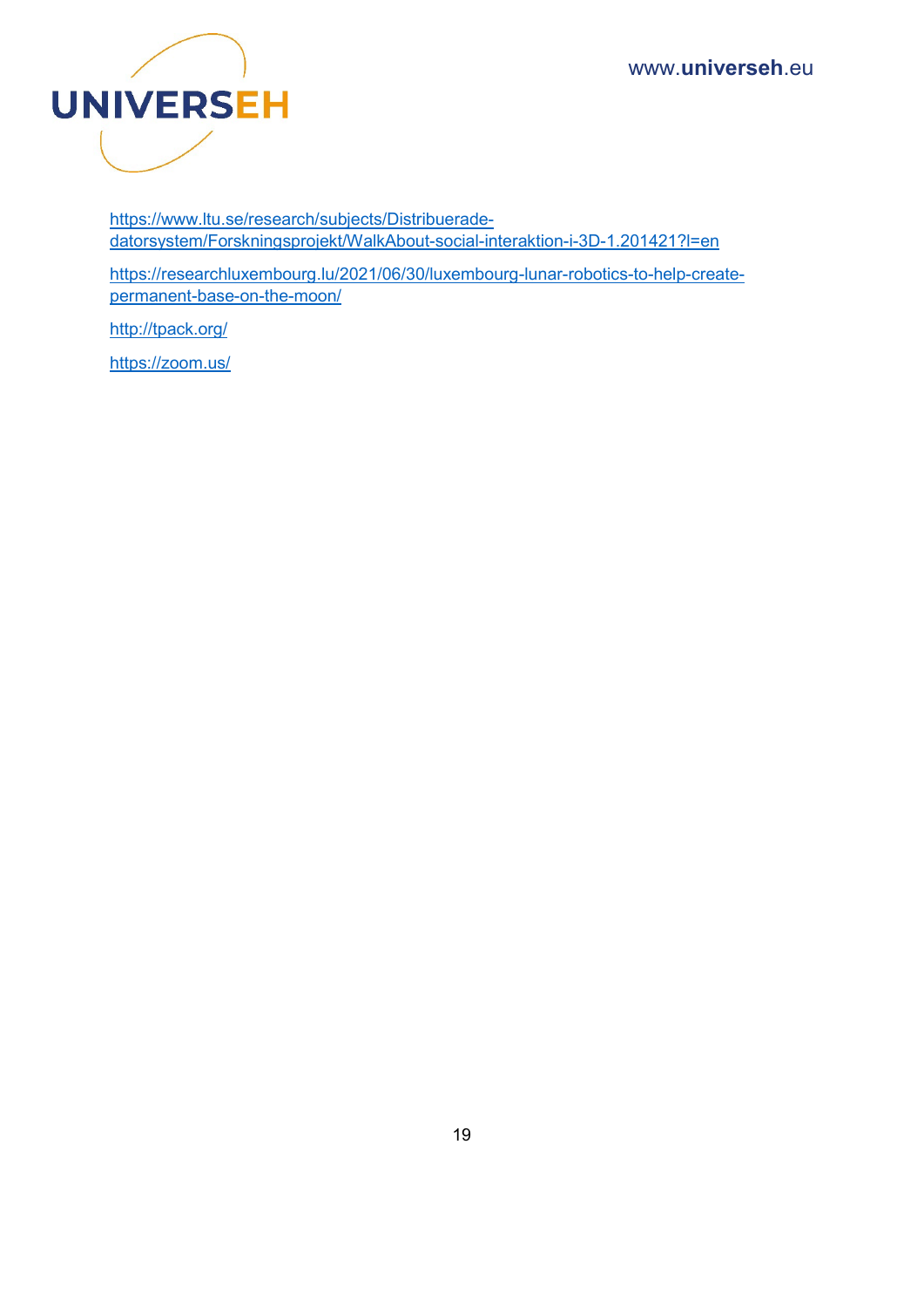https://www.ltu.se/research/subjects/Distribuerade-datorsystem/Forskningsprojekt/WalkAbout-social-interaktion-i-3D-1.201421?l=en

https://researchluxembourg.lu/2021/06/30/luxembourg-lunar-robotics-to-help-create-permanent-base-on-the-moon/

http://tpack.org/

https://zoom.us/